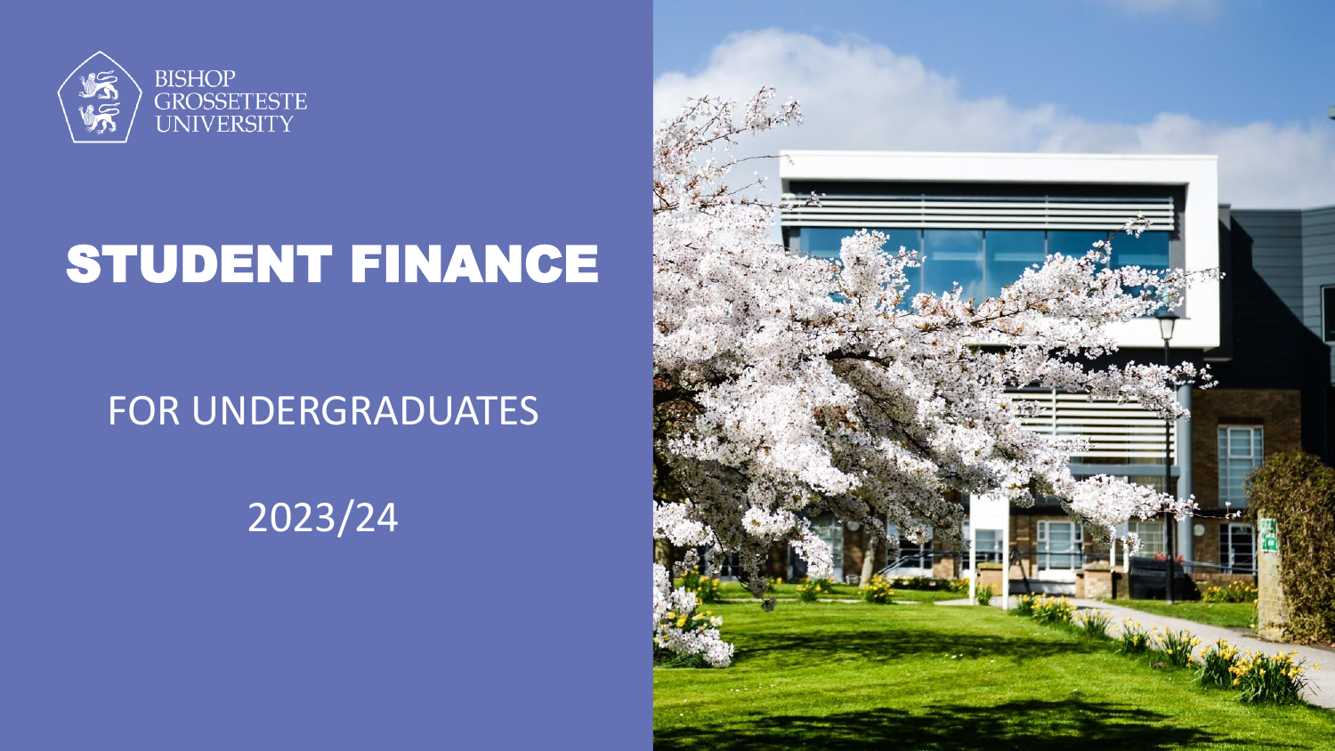BISHOP GROSSETESTE UNIVERSITY

# STUDENT FINANCE

## FOR UNDERGRADUATES

2023/24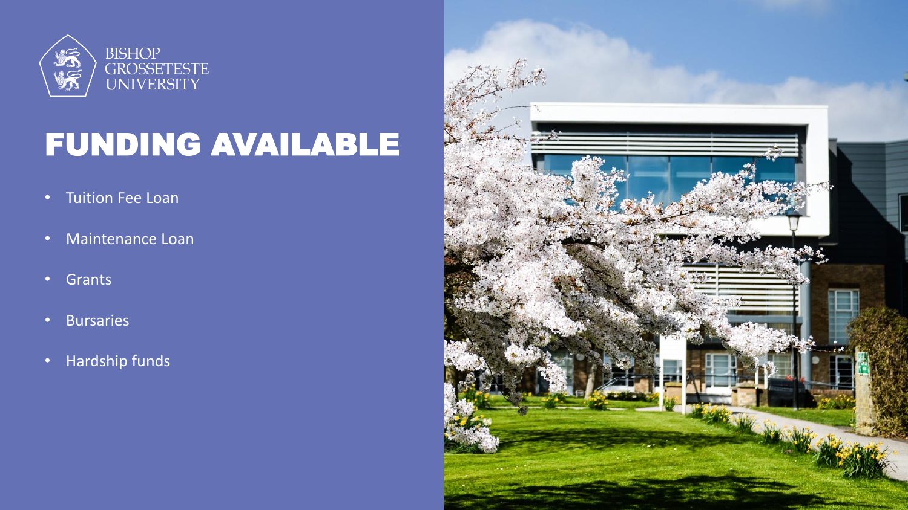BISHOP GROSSETESTE UNIVERSITY

# FUNDING AVAILABLE

- Tuition Fee Loan
- Maintenance Loan
- Grants
- Bursaries
- Hardship funds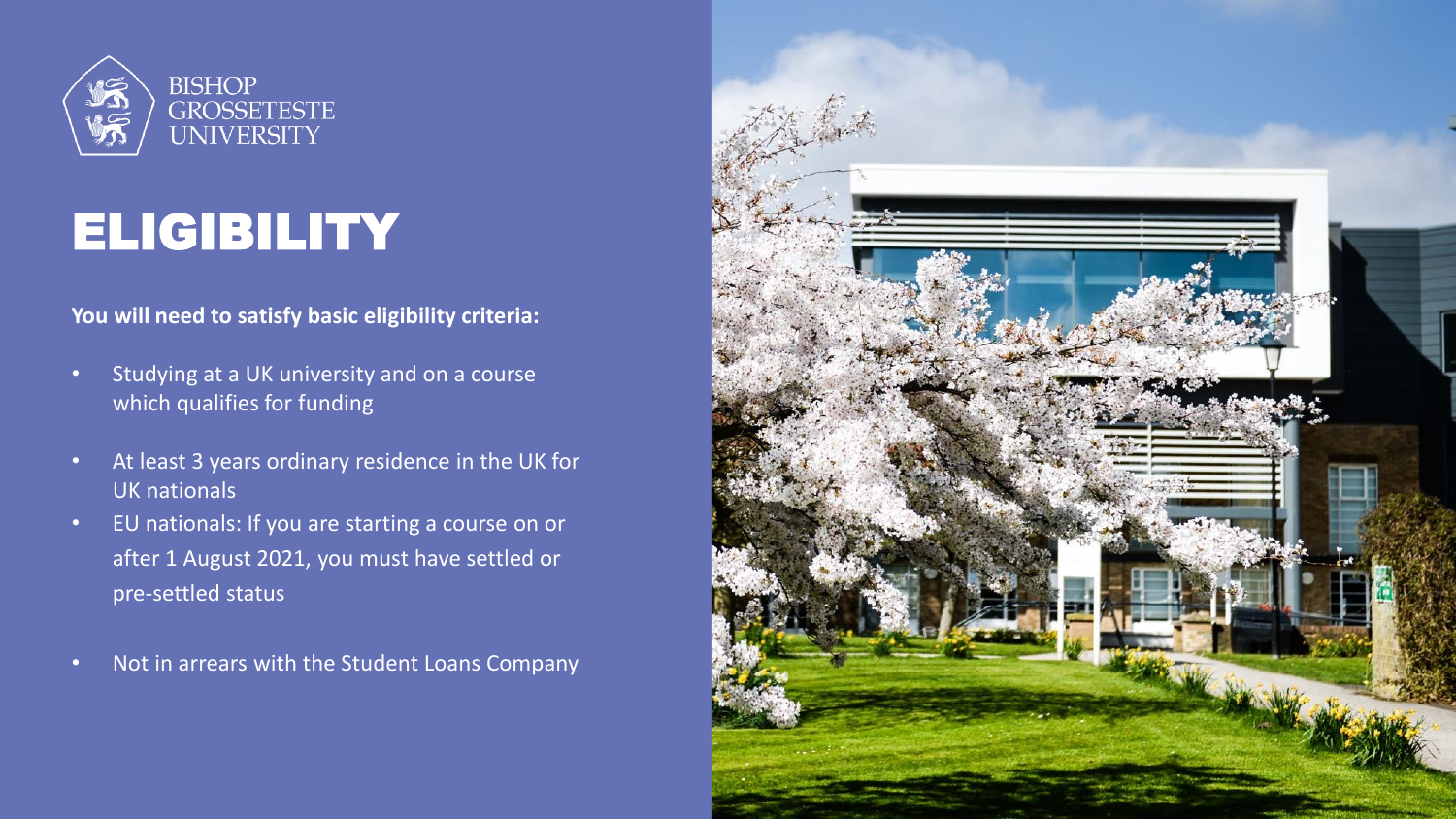BISHOP GROSSETESTE UNIVERSITY

# ELIGIBILITY

**You will need to satisfy basic eligibility criteria:**

- Studying at a UK university and on a course which qualifies for funding
- At least 3 years ordinary residence in the UK for UK nationals
- EU nationals: If you are starting a course on or after 1 August 2021, you must have settled or pre-settled status
- Not in arrears with the Student Loans Company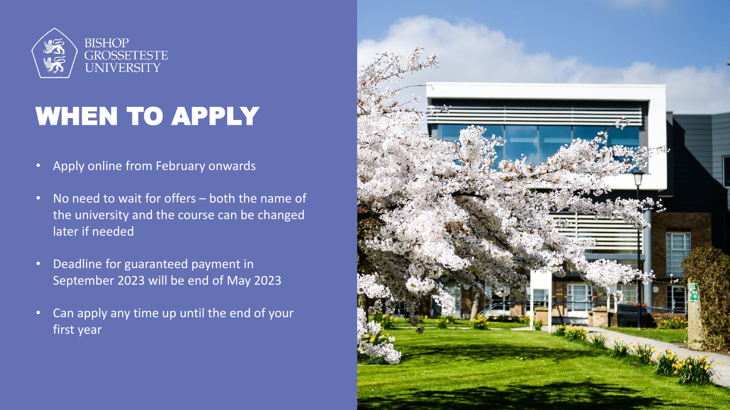BISHOP GROSSETESTE UNIVERSITY

# WHEN TO APPLY

- Apply online from February onwards
- No need to wait for offers – both the name of the university and the course can be changed later if needed
- Deadline for guaranteed payment in September 2023 will be end of May 2023
- Can apply any time up until the end of your first year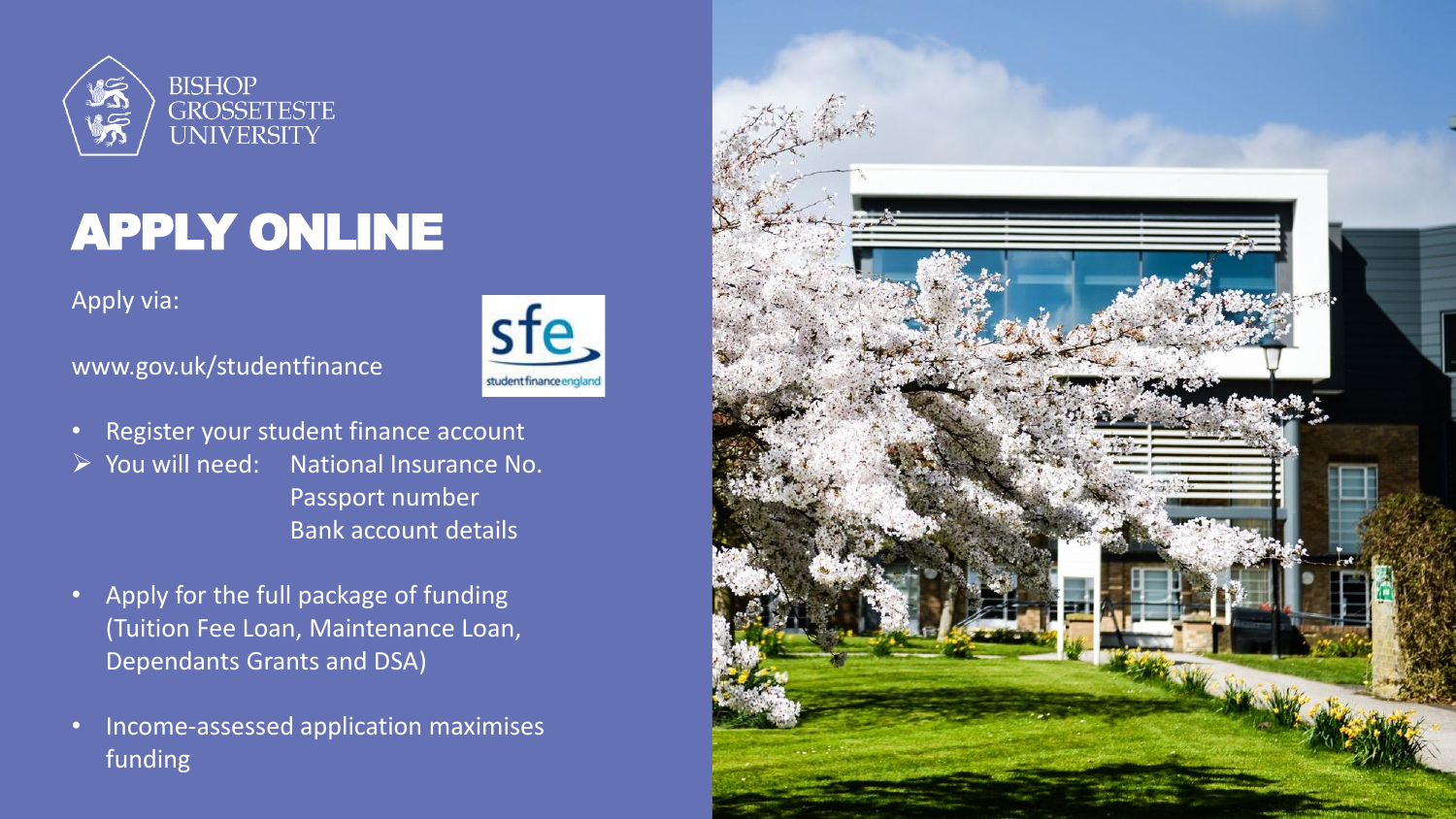BISHOP GROSSETESTE UNIVERSITY

# APPLY ONLINE

Apply via:

www.gov.uk/studentfinance

- Register your student finance account
  - You will need: National Insurance No.
    Passport number
    Bank account details
- Apply for the full package of funding (Tuition Fee Loan, Maintenance Loan, Dependants Grants and DSA)
- Income-assessed application maximises funding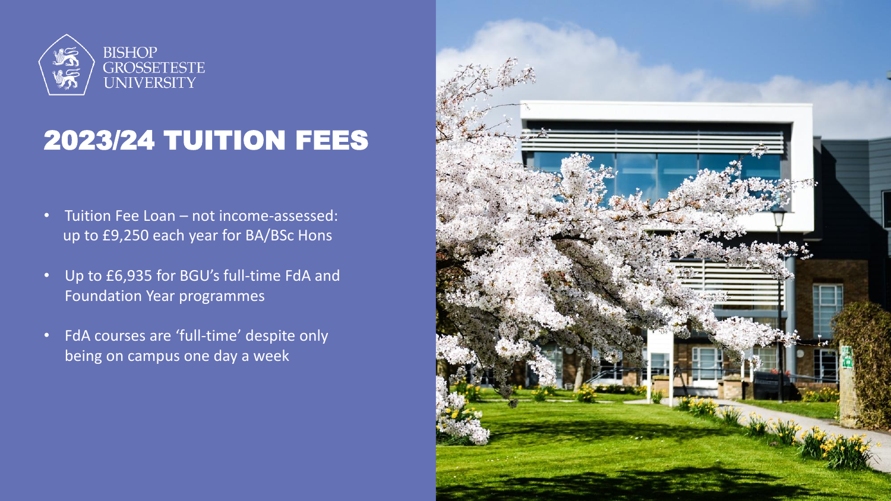BISHOP GROSSETESTE UNIVERSITY

# 2023/24 TUITION FEES

- Tuition Fee Loan – not income-assessed: up to £9,250 each year for BA/BSc Hons
- Up to £6,935 for BGU's full-time FdA and Foundation Year programmes
- FdA courses are 'full-time' despite only being on campus one day a week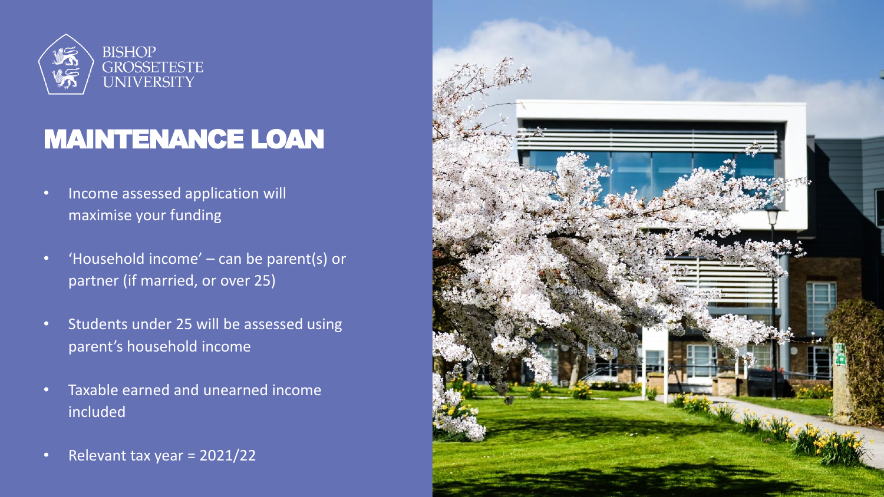BISHOP GROSSETESTE UNIVERSITY

# MAINTENANCE LOAN

- Income assessed application will maximise your funding
- 'Household income' – can be parent(s) or partner (if married, or over 25)
- Students under 25 will be assessed using parent's household income
- Taxable earned and unearned income included
- Relevant tax year = 2021/22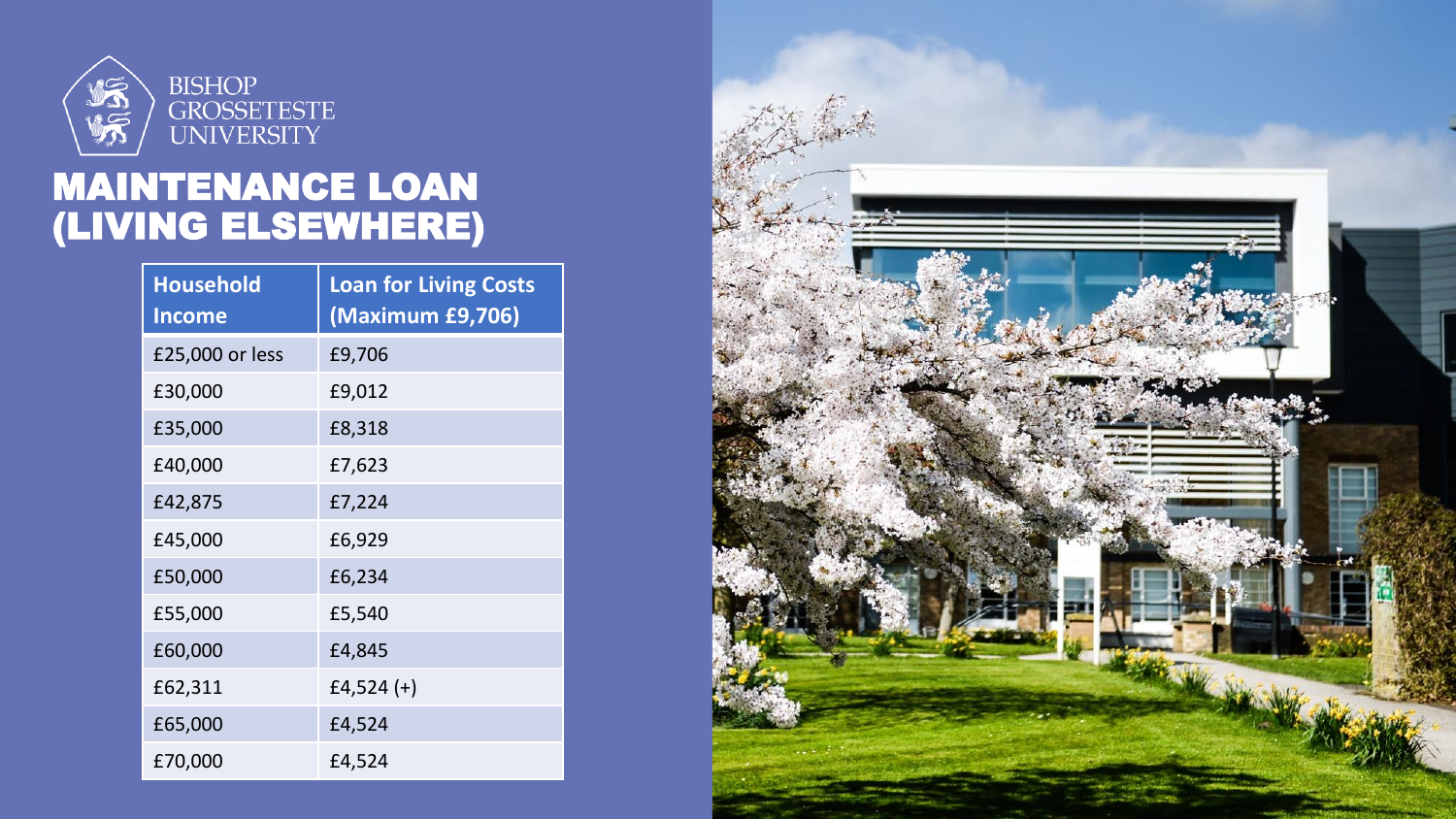BISHOP GROSSETESTE UNIVERSITY

# MAINTENANCE LOAN (LIVING ELSEWHERE)

| Household Income | Loan for Living Costs (Maximum £9,706) |
|---|---|
| £25,000 or less | £9,706 |
| £30,000 | £9,012 |
| £35,000 | £8,318 |
| £40,000 | £7,623 |
| £42,875 | £7,224 |
| £45,000 | £6,929 |
| £50,000 | £6,234 |
| £55,000 | £5,540 |
| £60,000 | £4,845 |
| £62,311 | £4,524 (+) |
| £65,000 | £4,524 |
| £70,000 | £4,524 |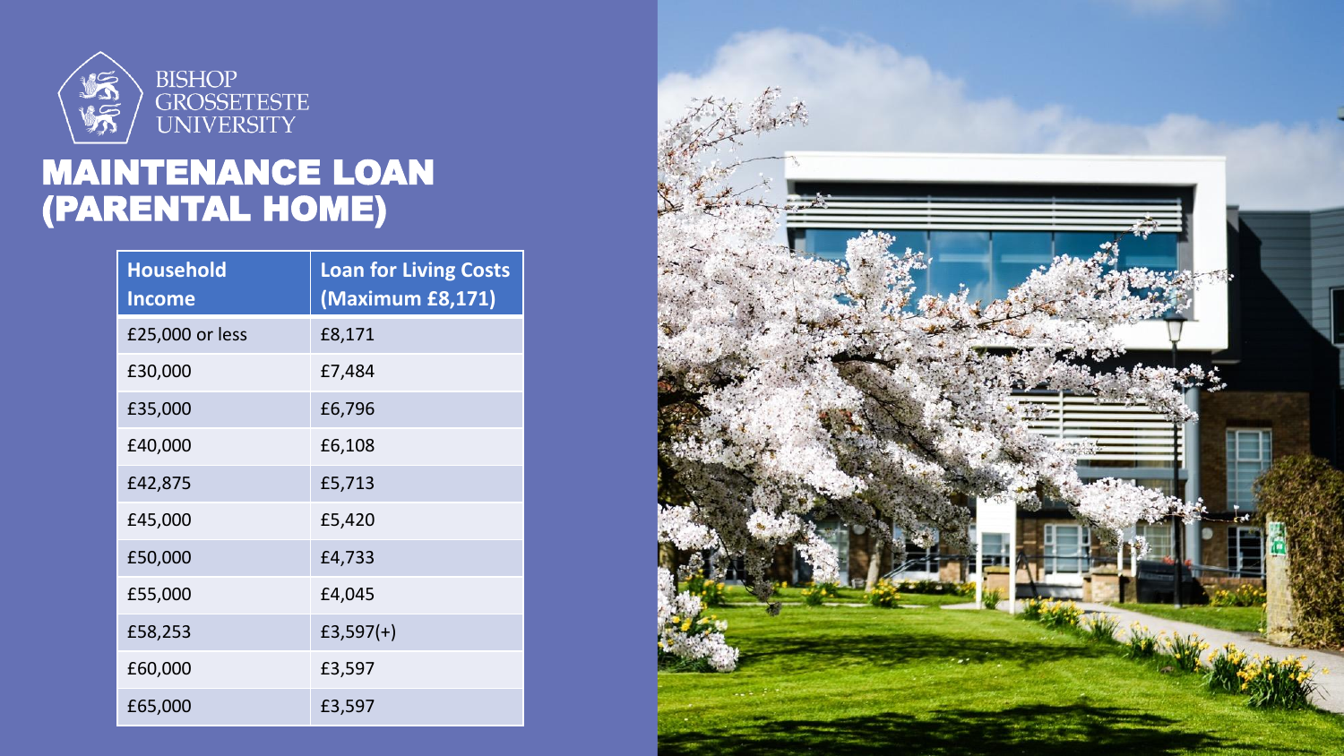BISHOP GROSSETESTE UNIVERSITY

# MAINTENANCE LOAN (PARENTAL HOME)

| Household Income | Loan for Living Costs (Maximum £8,171) |
|---|---|
| £25,000 or less | £8,171 |
| £30,000 | £7,484 |
| £35,000 | £6,796 |
| £40,000 | £6,108 |
| £42,875 | £5,713 |
| £45,000 | £5,420 |
| £50,000 | £4,733 |
| £55,000 | £4,045 |
| £58,253 | £3,597(+) |
| £60,000 | £3,597 |
| £65,000 | £3,597 |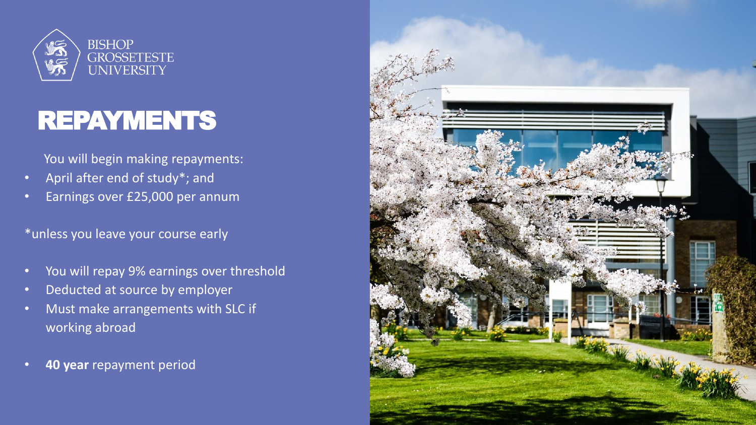BISHOP GROSSETESTE UNIVERSITY

# REPAYMENTS

You will begin making repayments:

- April after end of study*; and
- Earnings over £25,000 per annum

*unless you leave your course early

- You will repay 9% earnings over threshold
- Deducted at source by employer
- Must make arrangements with SLC if working abroad

- **40 year** repayment period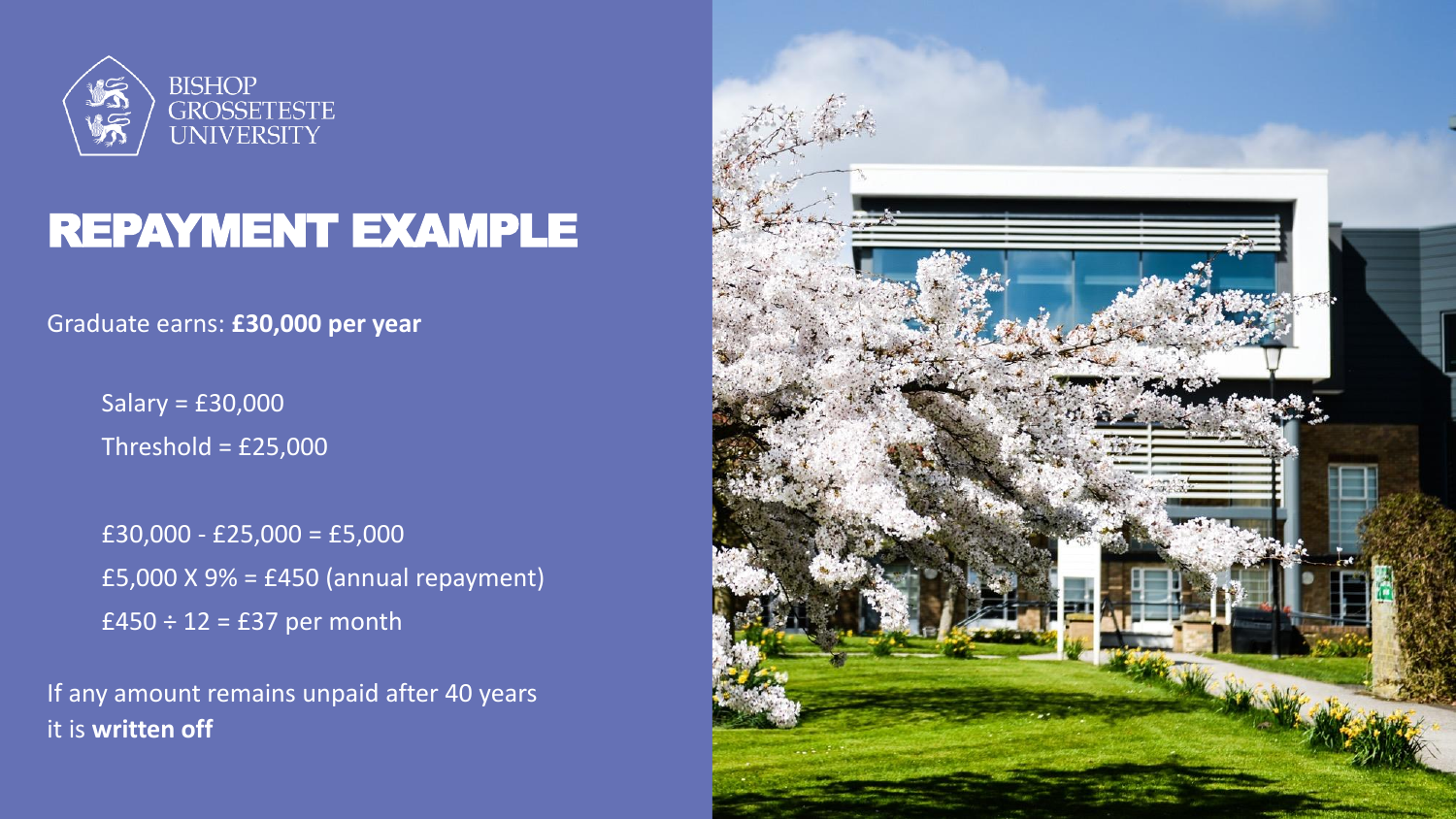# REPAYMENT EXAMPLE

Graduate earns: **£30,000 per year**

Salary = £30,000
Threshold = £25,000

£30,000 - £25,000 = £5,000
£5,000 X 9% = £450 (annual repayment)
£450 ÷ 12 = £37 per month

If any amount remains unpaid after 40 years it is **written off**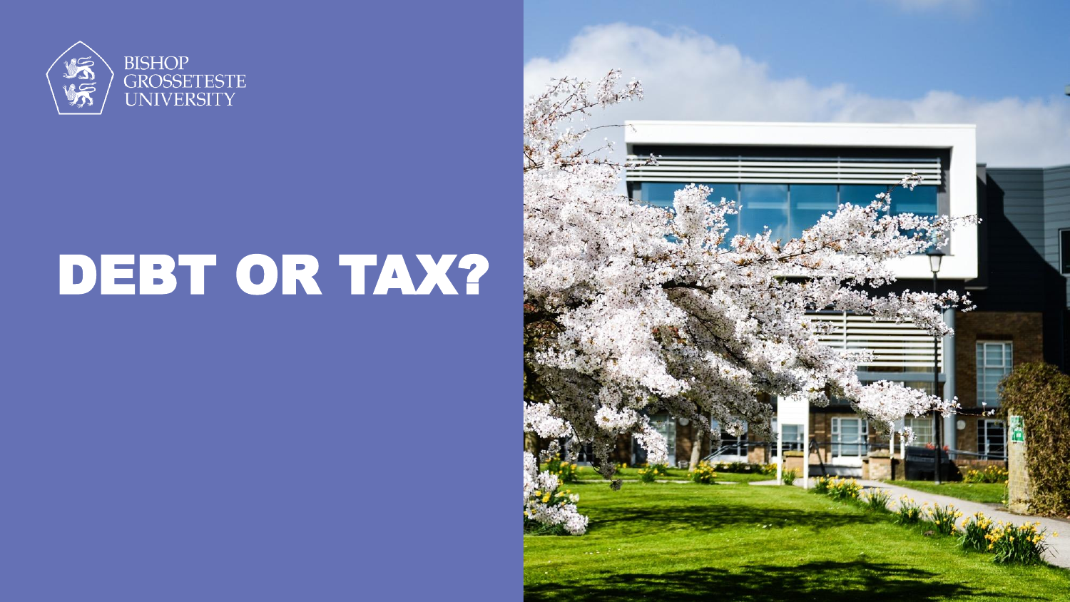BISHOP GROSSETESTE UNIVERSITY

# DEBT OR TAX?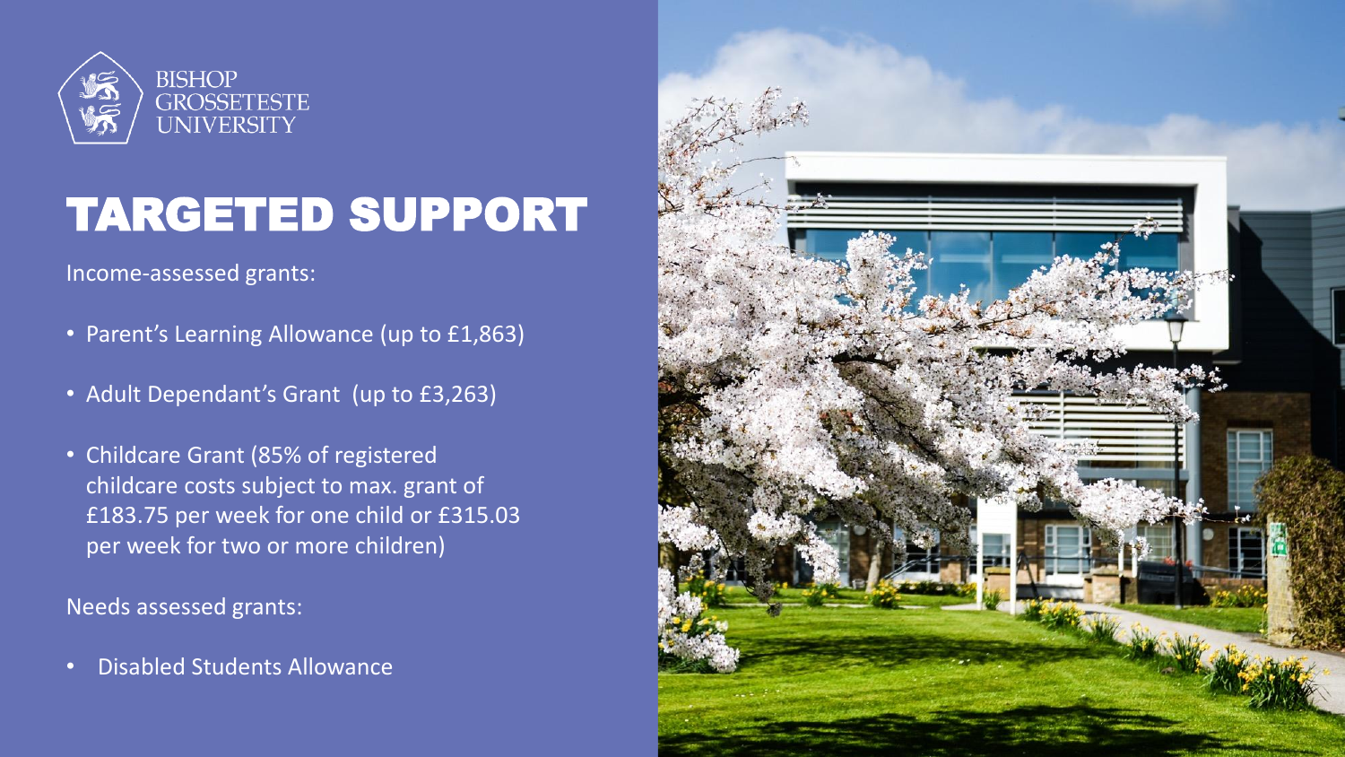# TARGETED SUPPORT

Income-assessed grants:

- Parent's Learning Allowance (up to £1,863)
- Adult Dependant's Grant (up to £3,263)
- Childcare Grant (85% of registered childcare costs subject to max. grant of £183.75 per week for one child or £315.03 per week for two or more children)

Needs assessed grants:

- Disabled Students Allowance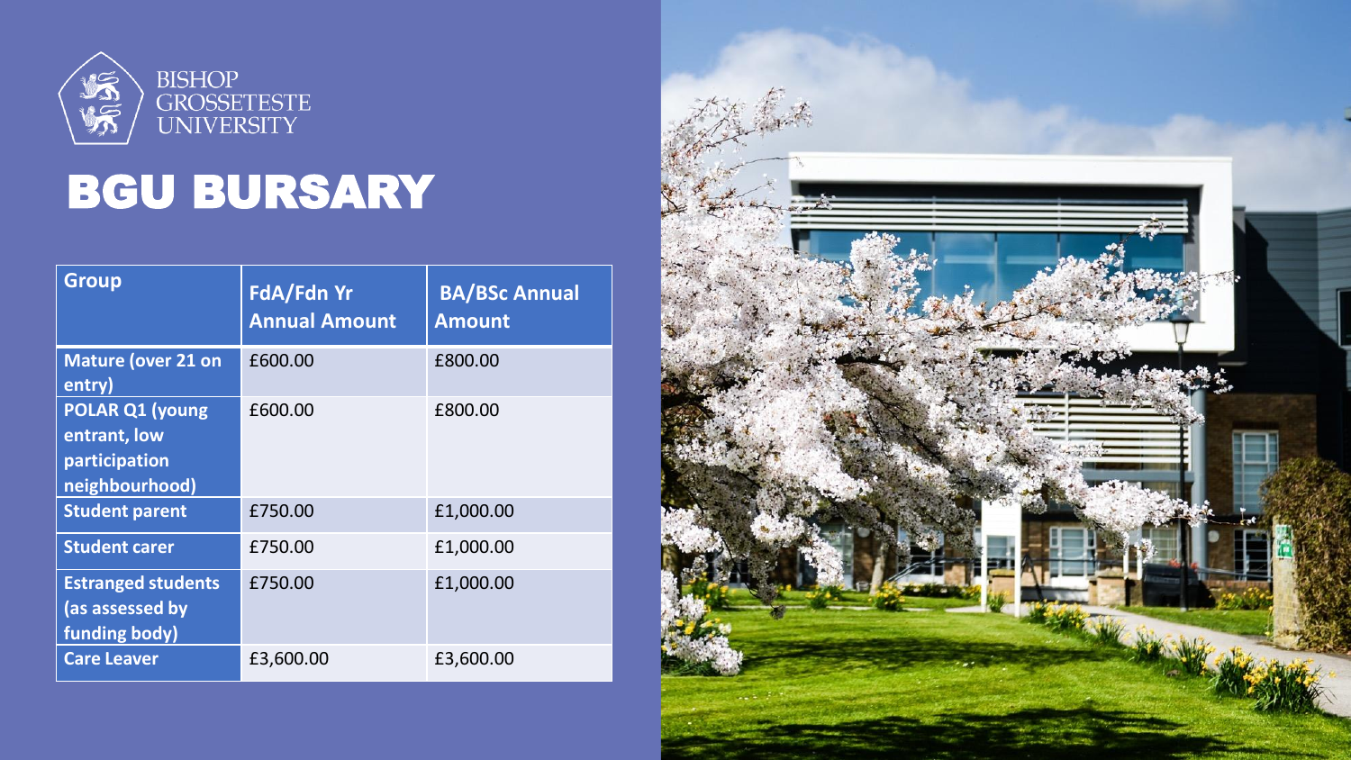BISHOP GROSSETESTE UNIVERSITY

# BGU BURSARY

| Group | FdA/Fdn Yr Annual Amount | BA/BSc Annual Amount |
|---|---|---|
| Mature (over 21 on entry) | £600.00 | £800.00 |
| POLAR Q1 (young entrant, low participation neighbourhood) | £600.00 | £800.00 |
| Student parent | £750.00 | £1,000.00 |
| Student carer | £750.00 | £1,000.00 |
| Estranged students (as assessed by funding body) | £750.00 | £1,000.00 |
| Care Leaver | £3,600.00 | £3,600.00 |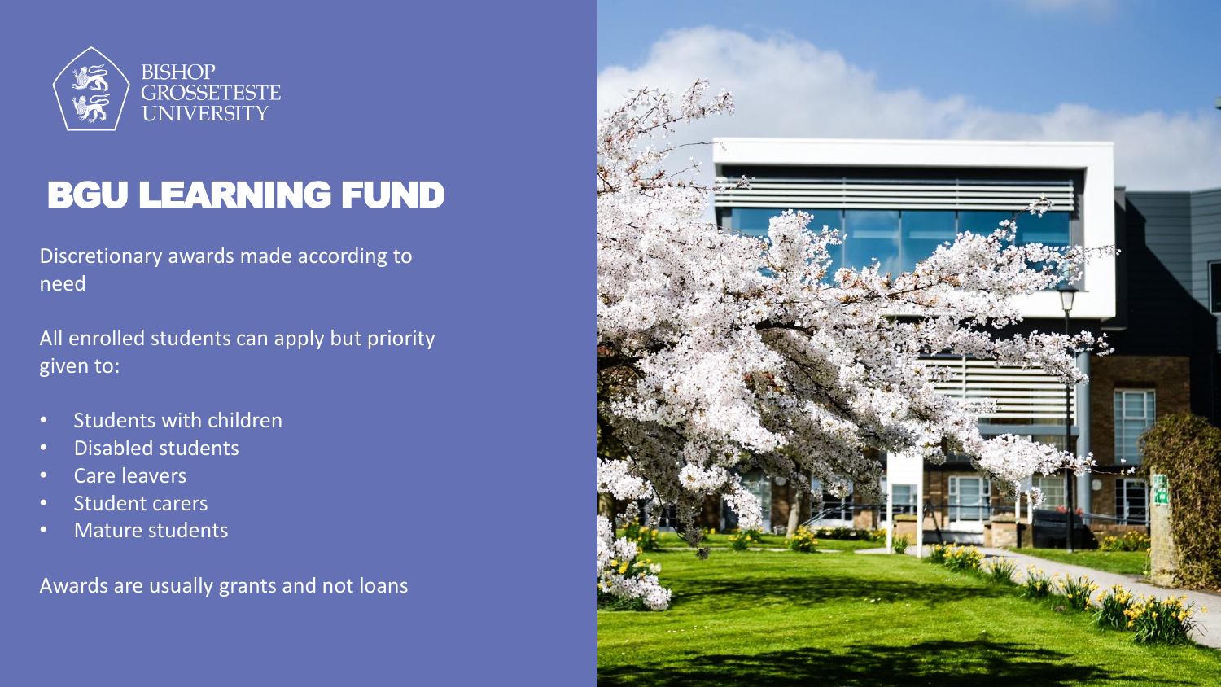BISHOP GROSSETESTE UNIVERSITY

# BGU LEARNING FUND

Discretionary awards made according to need

All enrolled students can apply but priority given to:

- Students with children
- Disabled students
- Care leavers
- Student carers
- Mature students

Awards are usually grants and not loans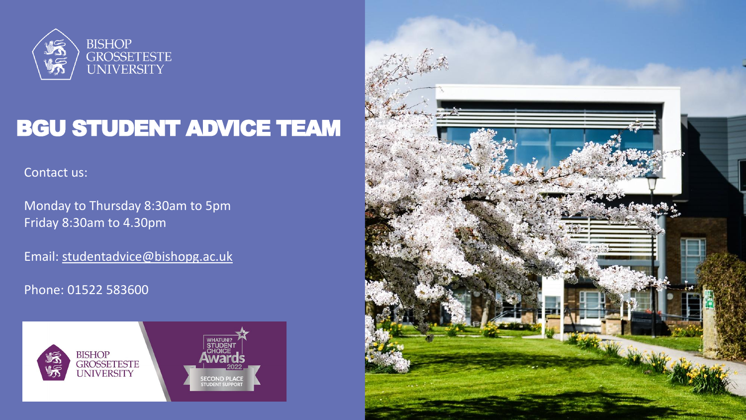# BGU STUDENT ADVICE TEAM

Contact us:

Monday to Thursday 8:30am to 5pm
Friday 8:30am to 4.30pm

Email: studentadvice@bishopg.ac.uk

Phone: 01522 583600